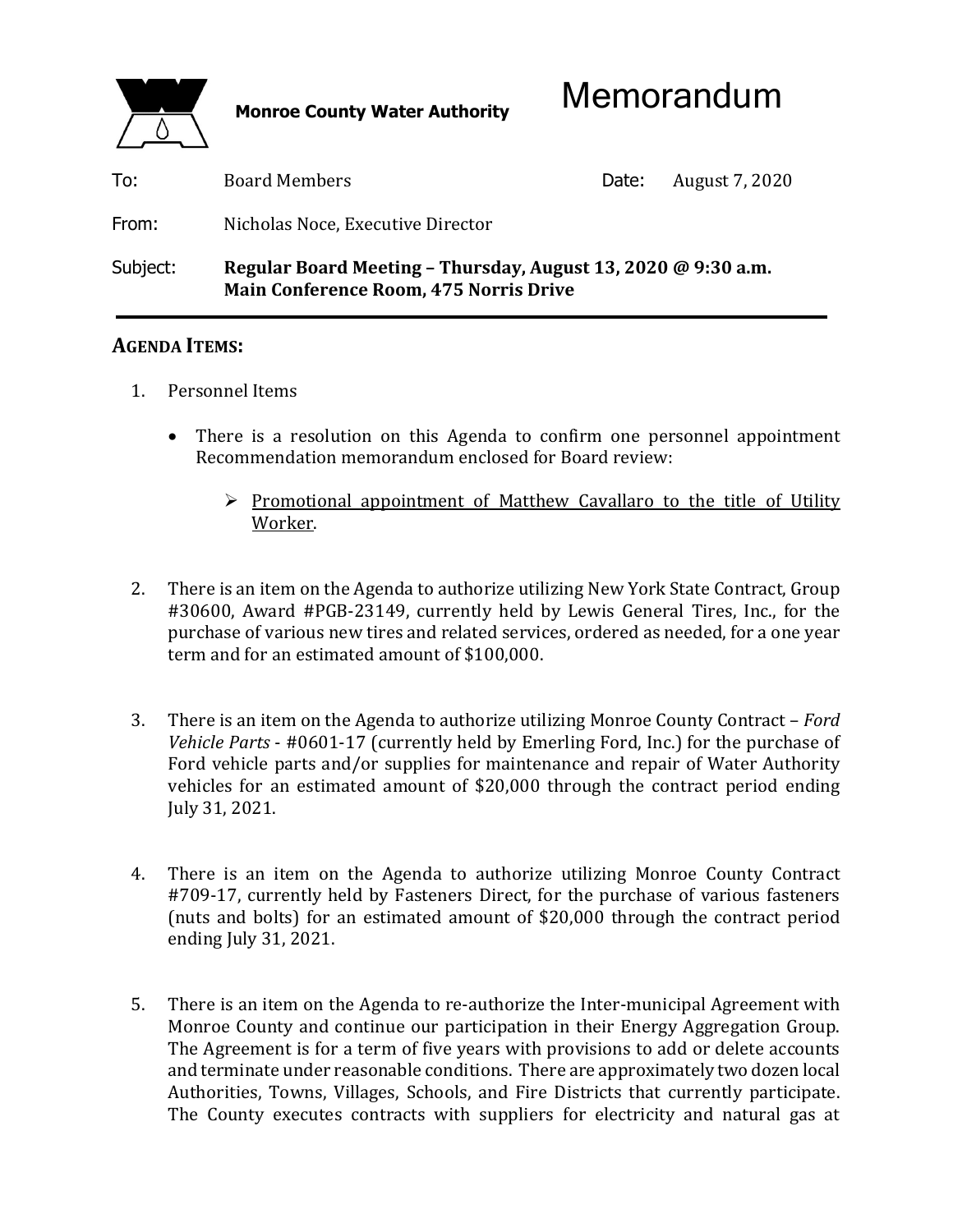**Monroe County Water Authority**

# Memorandum

**To:** Board Members

**Date:** August 7, 2020

**From:** Nicholas Noce, Executive Director

**Subject:** **Regular Board Meeting – Thursday, August 13, 2020 @ 9:30 a.m.**
**Main Conference Room, 475 Norris Drive**

---

## AGENDA ITEMS:

1. Personnel Items

   - There is a resolution on this Agenda to confirm one personnel appointment Recommendation memorandum enclosed for Board review:

     - Promotional appointment of Matthew Cavallaro to the title of Utility Worker.

2. There is an item on the Agenda to authorize utilizing New York State Contract, Group #30600, Award #PGB-23149, currently held by Lewis General Tires, Inc., for the purchase of various new tires and related services, ordered as needed, for a one year term and for an estimated amount of $100,000.

3. There is an item on the Agenda to authorize utilizing Monroe County Contract – *Ford Vehicle Parts* - #0601-17 (currently held by Emerling Ford, Inc.) for the purchase of Ford vehicle parts and/or supplies for maintenance and repair of Water Authority vehicles for an estimated amount of $20,000 through the contract period ending July 31, 2021.

4. There is an item on the Agenda to authorize utilizing Monroe County Contract #709-17, currently held by Fasteners Direct, for the purchase of various fasteners (nuts and bolts) for an estimated amount of $20,000 through the contract period ending July 31, 2021.

5. There is an item on the Agenda to re-authorize the Inter-municipal Agreement with Monroe County and continue our participation in their Energy Aggregation Group. The Agreement is for a term of five years with provisions to add or delete accounts and terminate under reasonable conditions. There are approximately two dozen local Authorities, Towns, Villages, Schools, and Fire Districts that currently participate. The County executes contracts with suppliers for electricity and natural gas at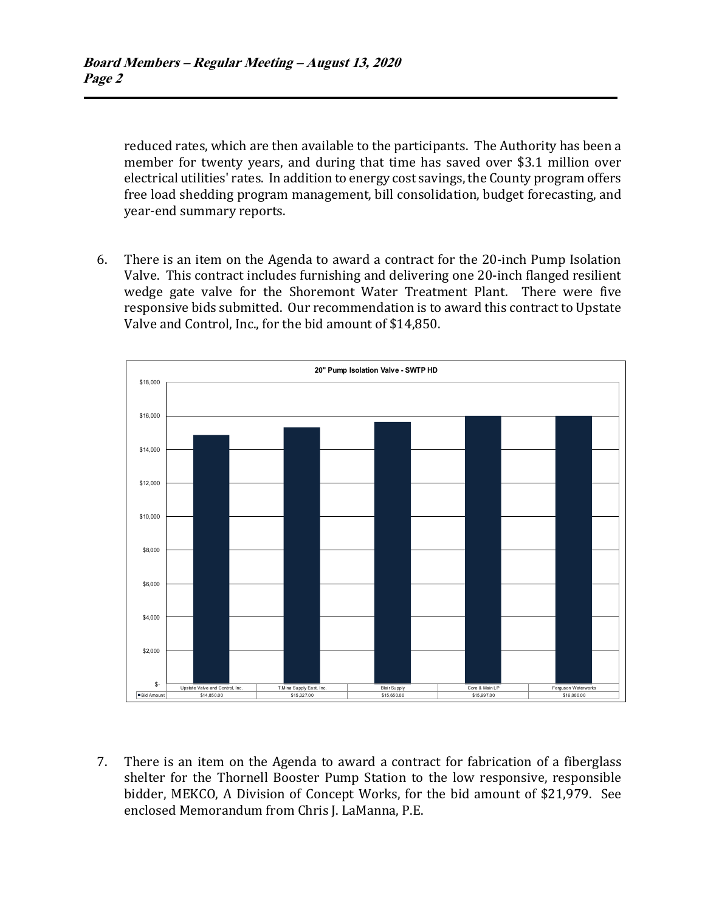reduced rates, which are then available to the participants. The Authority has been a member for twenty years, and during that time has saved over $3.1 million over electrical utilities' rates. In addition to energy cost savings, the County program offers free load shedding program management, bill consolidation, budget forecasting, and year-end summary reports.

6. There is an item on the Agenda to award a contract for the 20-inch Pump Isolation Valve. This contract includes furnishing and delivering one 20-inch flanged resilient wedge gate valve for the Shoremont Water Treatment Plant. There were five responsive bids submitted. Our recommendation is to award this contract to Upstate Valve and Control, Inc., for the bid amount of $14,850.

**20" Pump Isolation Valve - SWTP HD**

| | Upstate Valve and Control, Inc. | T.Mina Supply East. Inc. | Blair Supply | Core & Main LP | Ferguson Waterworks |
|---|---|---|---|---|---|
| Bid Amount | $14,850.00 | $15,327.00 | $15,650.00 | $15,997.00 | $16,000.00 |

7. There is an item on the Agenda to award a contract for fabrication of a fiberglass shelter for the Thornell Booster Pump Station to the low responsive, responsible bidder, MEKCO, A Division of Concept Works, for the bid amount of $21,979. See enclosed Memorandum from Chris J. LaManna, P.E.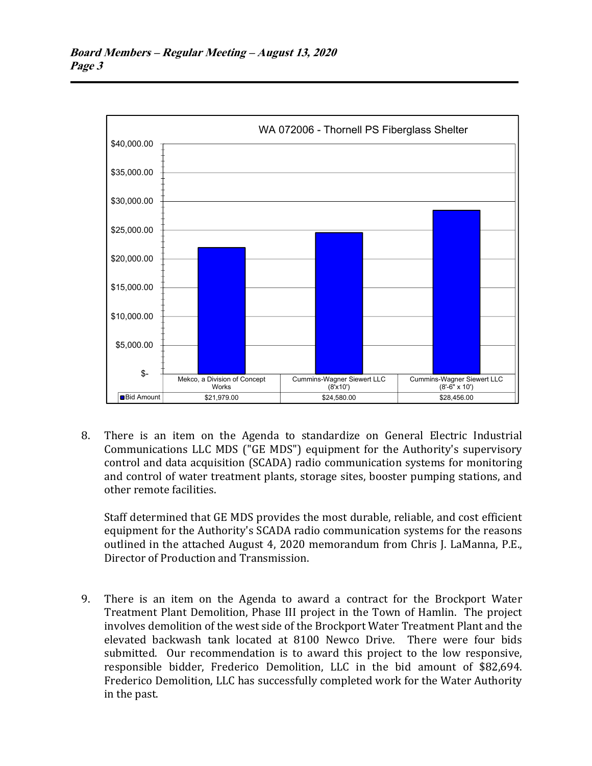**WA 072006 - Thornell PS Fiberglass Shelter**

| | Mekco, a Division of Concept Works | Cummins-Wagner Siewert LLC (8'x10') | Cummins-Wagner Siewert LLC (8'-6" x 10') |
|---|---|---|---|
| Bid Amount | $21,979.00 | $24,580.00 | $28,456.00 |

8. There is an item on the Agenda to standardize on General Electric Industrial Communications LLC MDS ("GE MDS") equipment for the Authority's supervisory control and data acquisition (SCADA) radio communication systems for monitoring and control of water treatment plants, storage sites, booster pumping stations, and other remote facilities.

   Staff determined that GE MDS provides the most durable, reliable, and cost efficient equipment for the Authority's SCADA radio communication systems for the reasons outlined in the attached August 4, 2020 memorandum from Chris J. LaManna, P.E., Director of Production and Transmission.

9. There is an item on the Agenda to award a contract for the Brockport Water Treatment Plant Demolition, Phase III project in the Town of Hamlin. The project involves demolition of the west side of the Brockport Water Treatment Plant and the elevated backwash tank located at 8100 Newco Drive. There were four bids submitted. Our recommendation is to award this project to the low responsive, responsible bidder, Frederico Demolition, LLC in the bid amount of $82,694. Frederico Demolition, LLC has successfully completed work for the Water Authority in the past.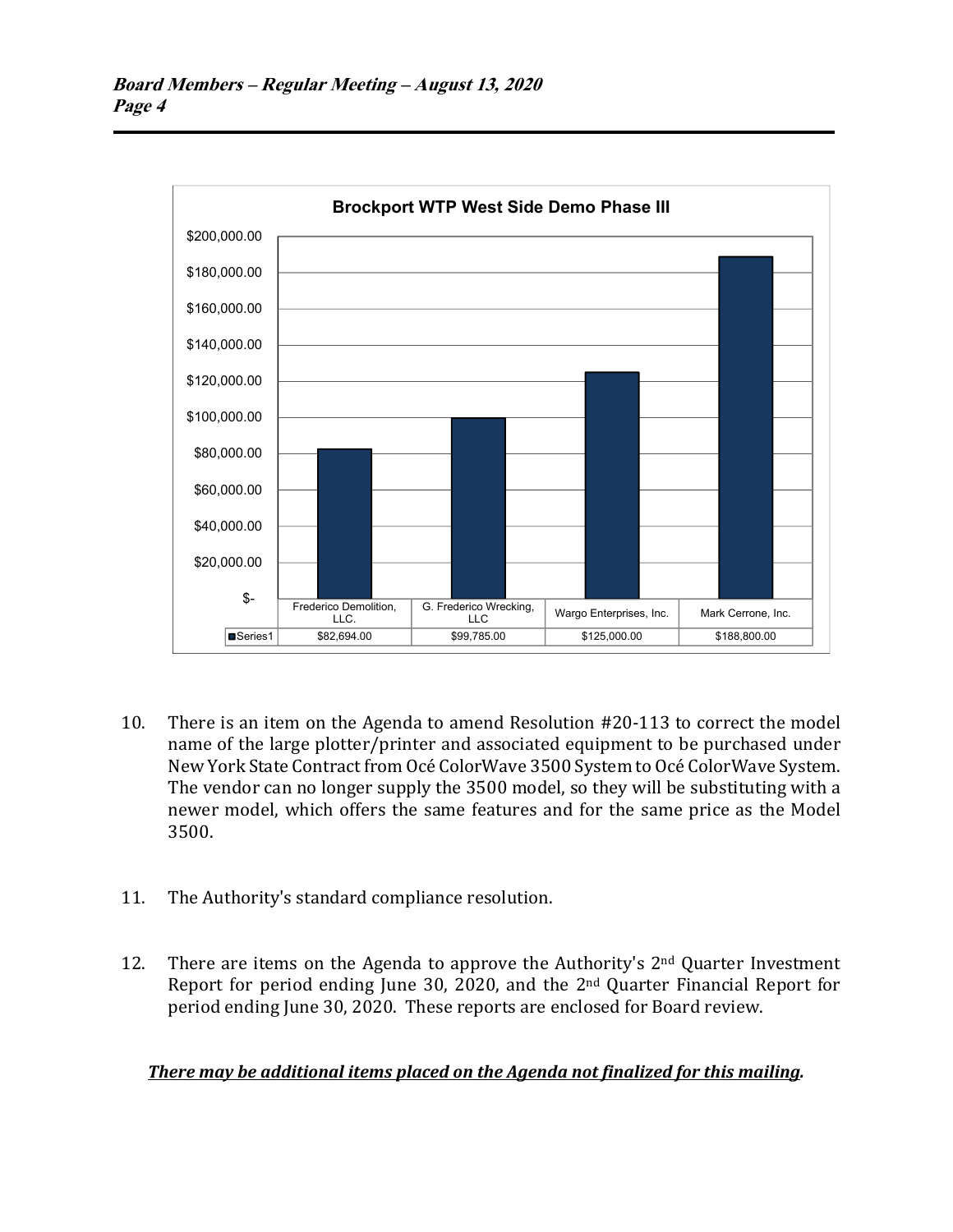**Brockport WTP West Side Demo Phase III**

| | Frederico Demolition, LLC. | G. Frederico Wrecking, LLC | Wargo Enterprises, Inc. | Mark Cerrone, Inc. |
|---|---|---|---|---|
| Series1 | $82,694.00 | $99,785.00 | $125,000.00 | $188,800.00 |

10. There is an item on the Agenda to amend Resolution #20-113 to correct the model name of the large plotter/printer and associated equipment to be purchased under New York State Contract from Océ ColorWave 3500 System to Océ ColorWave System. The vendor can no longer supply the 3500 model, so they will be substituting with a newer model, which offers the same features and for the same price as the Model 3500.

11. The Authority's standard compliance resolution.

12. There are items on the Agenda to approve the Authority's 2nd Quarter Investment Report for period ending June 30, 2020, and the 2nd Quarter Financial Report for period ending June 30, 2020. These reports are enclosed for Board review.

***<u>There may be additional items placed on the Agenda not finalized for this mailing.</u>***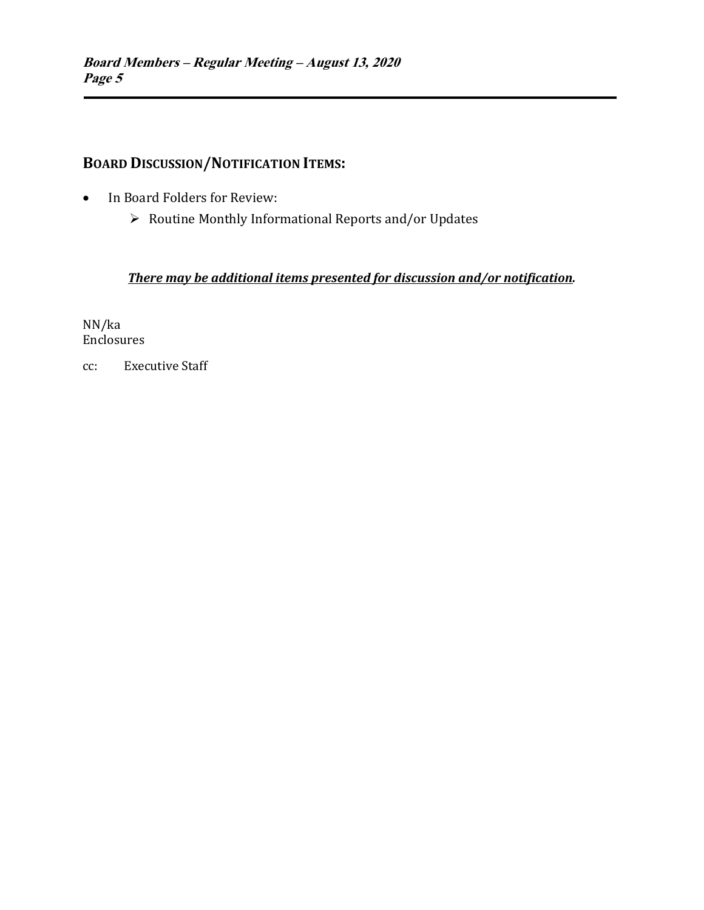## BOARD DISCUSSION/NOTIFICATION ITEMS:

- In Board Folders for Review:
  - Routine Monthly Informational Reports and/or Updates

***There may be additional items presented for discussion and/or notification.***

NN/ka
Enclosures

cc: Executive Staff